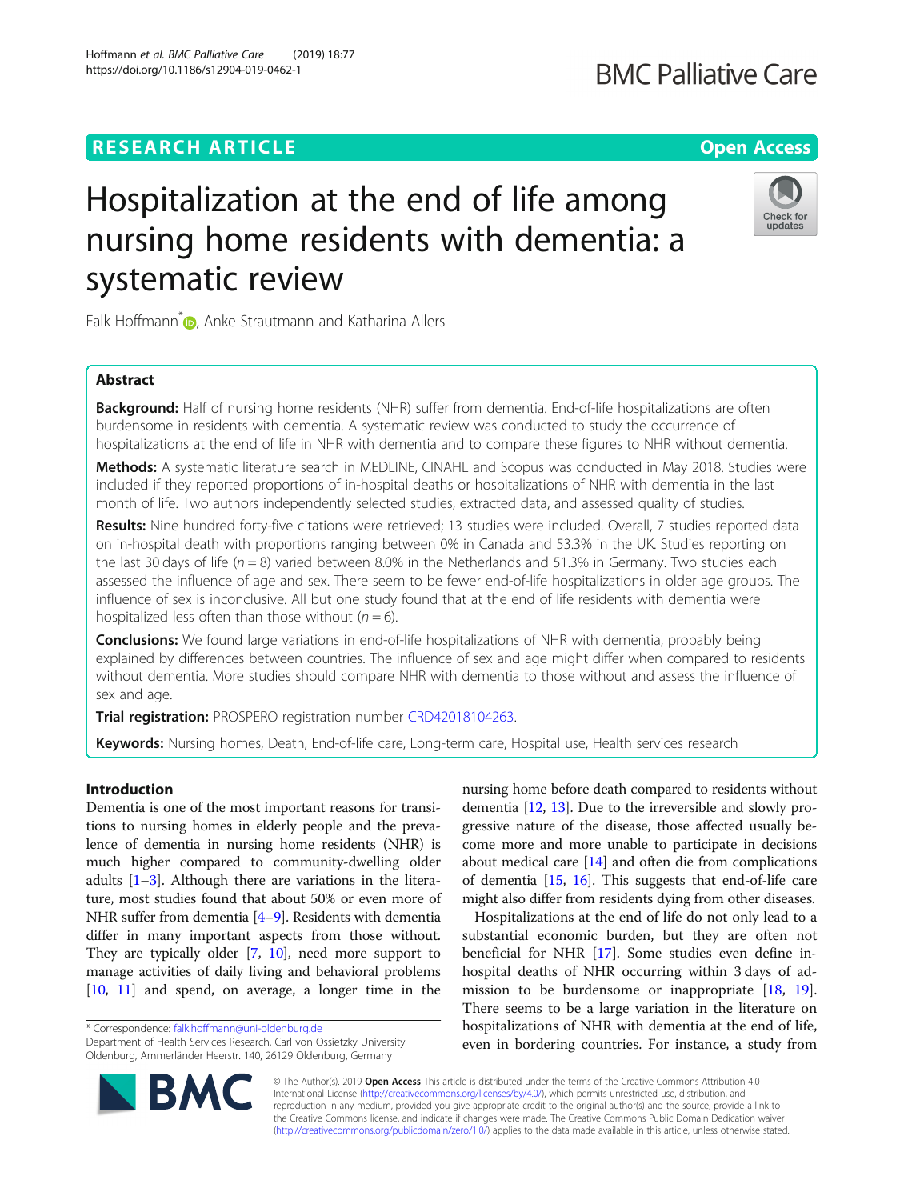RESEARCH ARTICLE

Open Access

# Hospitalization at the end of life among nursing home residents with dementia: a systematic review

Falk Hoffmann*, Anke Strautmann and Katharina Allers

## Abstract

**Background:** Half of nursing home residents (NHR) suffer from dementia. End-of-life hospitalizations are often burdensome in residents with dementia. A systematic review was conducted to study the occurrence of hospitalizations at the end of life in NHR with dementia and to compare these figures to NHR without dementia.

**Methods:** A systematic literature search in MEDLINE, CINAHL and Scopus was conducted in May 2018. Studies were included if they reported proportions of in-hospital deaths or hospitalizations of NHR with dementia in the last month of life. Two authors independently selected studies, extracted data, and assessed quality of studies.

**Results:** Nine hundred forty-five citations were retrieved; 13 studies were included. Overall, 7 studies reported data on in-hospital death with proportions ranging between 0% in Canada and 53.3% in the UK. Studies reporting on the last 30 days of life ($n = 8$) varied between 8.0% in the Netherlands and 51.3% in Germany. Two studies each assessed the influence of age and sex. There seem to be fewer end-of-life hospitalizations in older age groups. The influence of sex is inconclusive. All but one study found that at the end of life residents with dementia were hospitalized less often than those without ($n = 6$).

**Conclusions:** We found large variations in end-of-life hospitalizations of NHR with dementia, probably being explained by differences between countries. The influence of sex and age might differ when compared to residents without dementia. More studies should compare NHR with dementia to those without and assess the influence of sex and age.

**Trial registration:** PROSPERO registration number CRD42018104263.

**Keywords:** Nursing homes, Death, End-of-life care, Long-term care, Hospital use, Health services research

## Introduction

Dementia is one of the most important reasons for transitions to nursing homes in elderly people and the prevalence of dementia in nursing home residents (NHR) is much higher compared to community-dwelling older adults [1–3]. Although there are variations in the literature, most studies found that about 50% or even more of NHR suffer from dementia [4–9]. Residents with dementia differ in many important aspects from those without. They are typically older [7, 10], need more support to manage activities of daily living and behavioral problems [10, 11] and spend, on average, a longer time in the nursing home before death compared to residents without dementia [12, 13]. Due to the irreversible and slowly progressive nature of the disease, those affected usually become more and more unable to participate in decisions about medical care [14] and often die from complications of dementia [15, 16]. This suggests that end-of-life care might also differ from residents dying from other diseases.

Hospitalizations at the end of life do not only lead to a substantial economic burden, but they are often not beneficial for NHR [17]. Some studies even define in-hospital deaths of NHR occurring within 3 days of admission to be burdensome or inappropriate [18, 19]. There seems to be a large variation in the literature on hospitalizations of NHR with dementia at the end of life, even in bordering countries. For instance, a study from

* Correspondence: falk.hoffmann@uni-oldenburg.de
Department of Health Services Research, Carl von Ossietzky University Oldenburg, Ammerländer Heerstr. 140, 26129 Oldenburg, Germany

© The Author(s). 2019 **Open Access** This article is distributed under the terms of the Creative Commons Attribution 4.0 International License (http://creativecommons.org/licenses/by/4.0/), which permits unrestricted use, distribution, and reproduction in any medium, provided you give appropriate credit to the original author(s) and the source, provide a link to the Creative Commons license, and indicate if changes were made. The Creative Commons Public Domain Dedication waiver (http://creativecommons.org/publicdomain/zero/1.0/) applies to the data made available in this article, unless otherwise stated.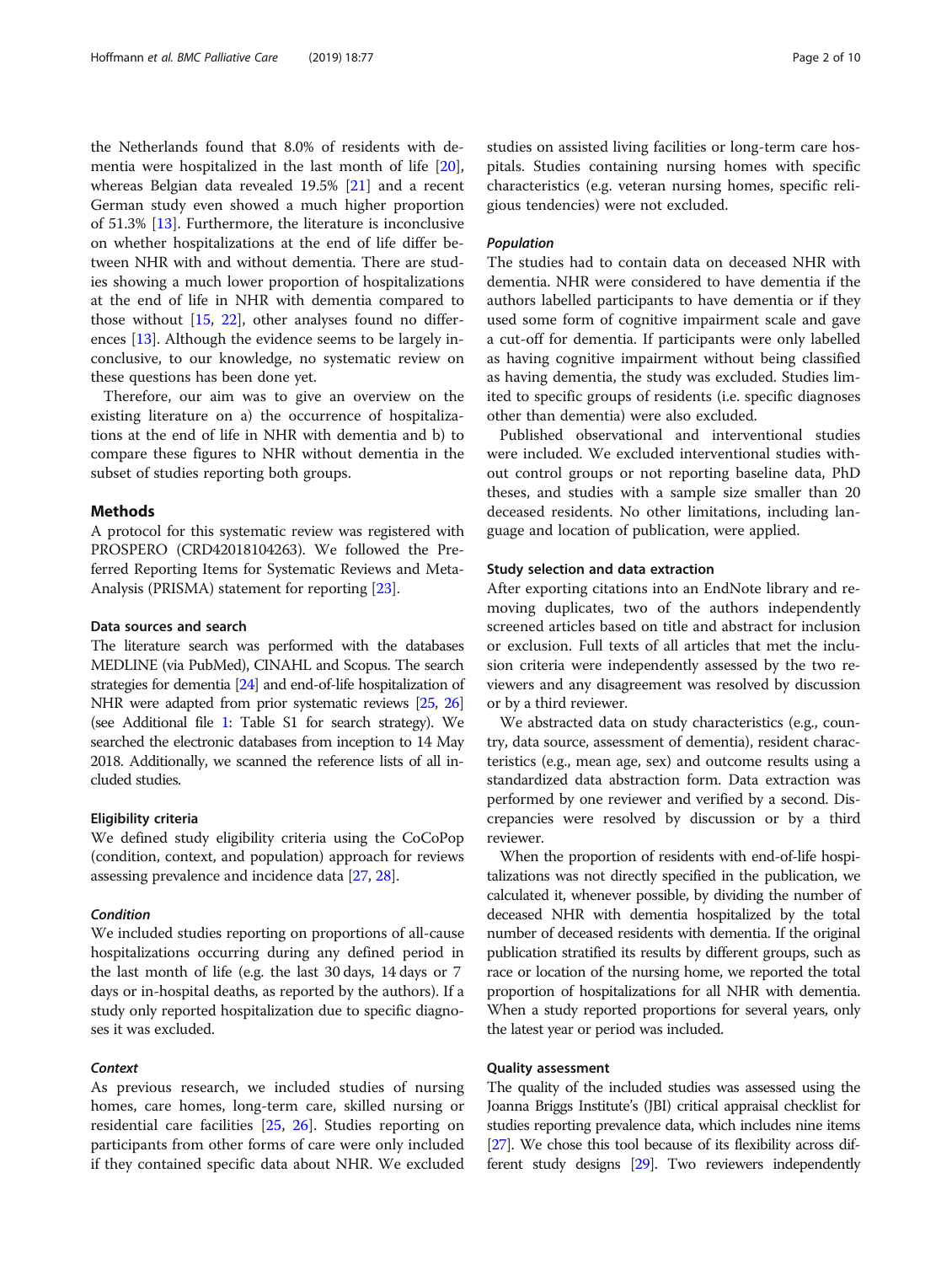the Netherlands found that 8.0% of residents with dementia were hospitalized in the last month of life [20], whereas Belgian data revealed 19.5% [21] and a recent German study even showed a much higher proportion of 51.3% [13]. Furthermore, the literature is inconclusive on whether hospitalizations at the end of life differ between NHR with and without dementia. There are studies showing a much lower proportion of hospitalizations at the end of life in NHR with dementia compared to those without [15, 22], other analyses found no differences [13]. Although the evidence seems to be largely inconclusive, to our knowledge, no systematic review on these questions has been done yet.

Therefore, our aim was to give an overview on the existing literature on a) the occurrence of hospitalizations at the end of life in NHR with dementia and b) to compare these figures to NHR without dementia in the subset of studies reporting both groups.

## Methods

A protocol for this systematic review was registered with PROSPERO (CRD42018104263). We followed the Preferred Reporting Items for Systematic Reviews and Meta-Analysis (PRISMA) statement for reporting [23].

### Data sources and search

The literature search was performed with the databases MEDLINE (via PubMed), CINAHL and Scopus. The search strategies for dementia [24] and end-of-life hospitalization of NHR were adapted from prior systematic reviews [25, 26] (see Additional file 1: Table S1 for search strategy). We searched the electronic databases from inception to 14 May 2018. Additionally, we scanned the reference lists of all included studies.

### Eligibility criteria

We defined study eligibility criteria using the CoCoPop (condition, context, and population) approach for reviews assessing prevalence and incidence data [27, 28].

#### *Condition*

We included studies reporting on proportions of all-cause hospitalizations occurring during any defined period in the last month of life (e.g. the last 30 days, 14 days or 7 days or in-hospital deaths, as reported by the authors). If a study only reported hospitalization due to specific diagnoses it was excluded.

#### *Context*

As previous research, we included studies of nursing homes, care homes, long-term care, skilled nursing or residential care facilities [25, 26]. Studies reporting on participants from other forms of care were only included if they contained specific data about NHR. We excluded studies on assisted living facilities or long-term care hospitals. Studies containing nursing homes with specific characteristics (e.g. veteran nursing homes, specific religious tendencies) were not excluded.

#### *Population*

The studies had to contain data on deceased NHR with dementia. NHR were considered to have dementia if the authors labelled participants to have dementia or if they used some form of cognitive impairment scale and gave a cut-off for dementia. If participants were only labelled as having cognitive impairment without being classified as having dementia, the study was excluded. Studies limited to specific groups of residents (i.e. specific diagnoses other than dementia) were also excluded.

Published observational and interventional studies were included. We excluded interventional studies without control groups or not reporting baseline data, PhD theses, and studies with a sample size smaller than 20 deceased residents. No other limitations, including language and location of publication, were applied.

### Study selection and data extraction

After exporting citations into an EndNote library and removing duplicates, two of the authors independently screened articles based on title and abstract for inclusion or exclusion. Full texts of all articles that met the inclusion criteria were independently assessed by the two reviewers and any disagreement was resolved by discussion or by a third reviewer.

We abstracted data on study characteristics (e.g., country, data source, assessment of dementia), resident characteristics (e.g., mean age, sex) and outcome results using a standardized data abstraction form. Data extraction was performed by one reviewer and verified by a second. Discrepancies were resolved by discussion or by a third reviewer.

When the proportion of residents with end-of-life hospitalizations was not directly specified in the publication, we calculated it, whenever possible, by dividing the number of deceased NHR with dementia hospitalized by the total number of deceased residents with dementia. If the original publication stratified its results by different groups, such as race or location of the nursing home, we reported the total proportion of hospitalizations for all NHR with dementia. When a study reported proportions for several years, only the latest year or period was included.

### Quality assessment

The quality of the included studies was assessed using the Joanna Briggs Institute's (JBI) critical appraisal checklist for studies reporting prevalence data, which includes nine items [27]. We chose this tool because of its flexibility across different study designs [29]. Two reviewers independently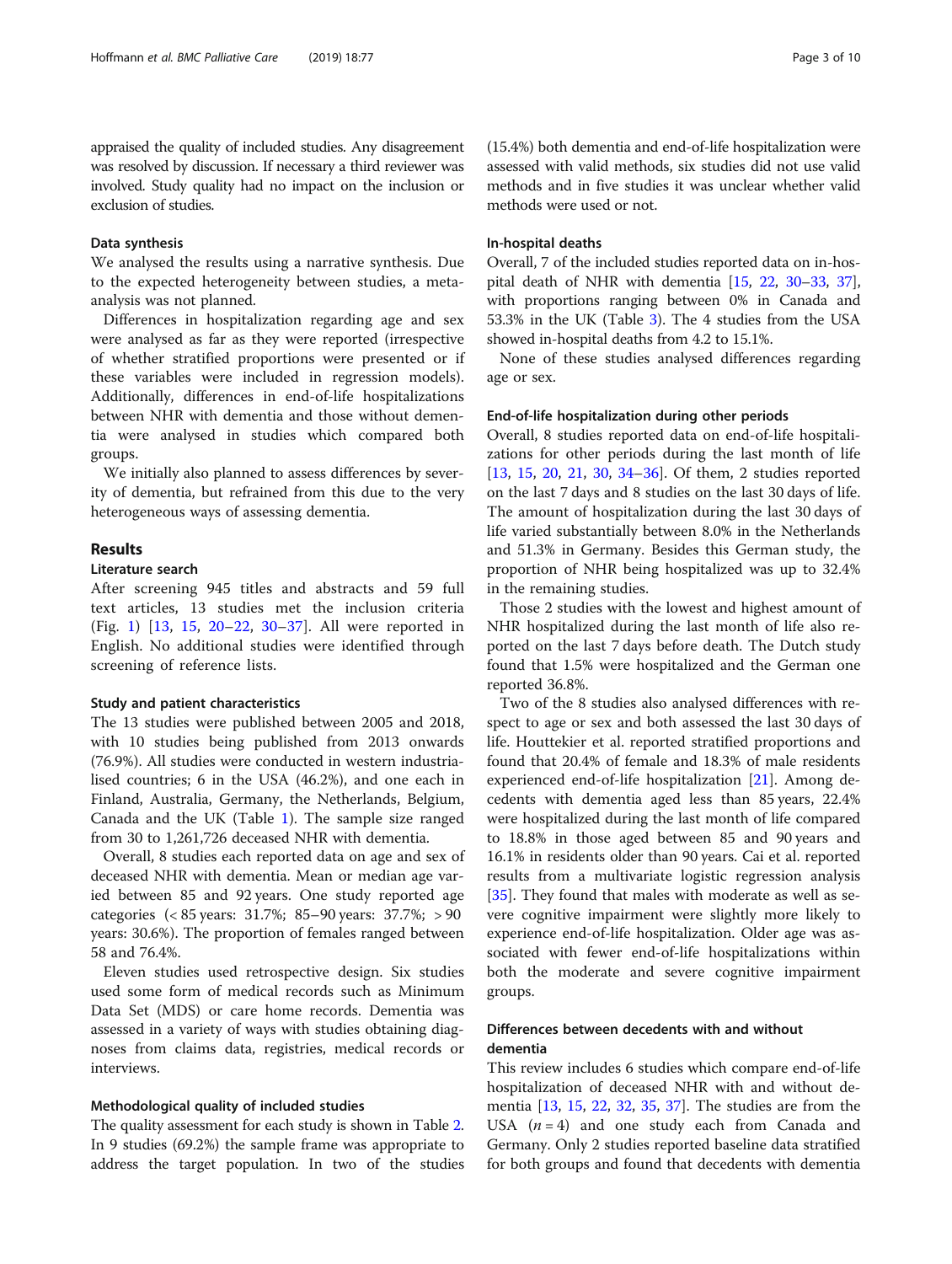appraised the quality of included studies. Any disagreement was resolved by discussion. If necessary a third reviewer was involved. Study quality had no impact on the inclusion or exclusion of studies.

### Data synthesis

We analysed the results using a narrative synthesis. Due to the expected heterogeneity between studies, a meta-analysis was not planned.

Differences in hospitalization regarding age and sex were analysed as far as they were reported (irrespective of whether stratified proportions were presented or if these variables were included in regression models). Additionally, differences in end-of-life hospitalizations between NHR with dementia and those without dementia were analysed in studies which compared both groups.

We initially also planned to assess differences by severity of dementia, but refrained from this due to the very heterogeneous ways of assessing dementia.

## Results

### Literature search

After screening 945 titles and abstracts and 59 full text articles, 13 studies met the inclusion criteria (Fig. 1) [13, 15, 20–22, 30–37]. All were reported in English. No additional studies were identified through screening of reference lists.

### Study and patient characteristics

The 13 studies were published between 2005 and 2018, with 10 studies being published from 2013 onwards (76.9%). All studies were conducted in western industrialised countries; 6 in the USA (46.2%), and one each in Finland, Australia, Germany, the Netherlands, Belgium, Canada and the UK (Table 1). The sample size ranged from 30 to 1,261,726 deceased NHR with dementia.

Overall, 8 studies each reported data on age and sex of deceased NHR with dementia. Mean or median age varied between 85 and 92 years. One study reported age categories (< 85 years: 31.7%; 85–90 years: 37.7%; > 90 years: 30.6%). The proportion of females ranged between 58 and 76.4%.

Eleven studies used retrospective design. Six studies used some form of medical records such as Minimum Data Set (MDS) or care home records. Dementia was assessed in a variety of ways with studies obtaining diagnoses from claims data, registries, medical records or interviews.

### Methodological quality of included studies

The quality assessment for each study is shown in Table 2. In 9 studies (69.2%) the sample frame was appropriate to address the target population. In two of the studies (15.4%) both dementia and end-of-life hospitalization were assessed with valid methods, six studies did not use valid methods and in five studies it was unclear whether valid methods were used or not.

### In-hospital deaths

Overall, 7 of the included studies reported data on in-hospital death of NHR with dementia [15, 22, 30–33, 37], with proportions ranging between 0% in Canada and 53.3% in the UK (Table 3). The 4 studies from the USA showed in-hospital deaths from 4.2 to 15.1%.

None of these studies analysed differences regarding age or sex.

### End-of-life hospitalization during other periods

Overall, 8 studies reported data on end-of-life hospitalizations for other periods during the last month of life [13, 15, 20, 21, 30, 34–36]. Of them, 2 studies reported on the last 7 days and 8 studies on the last 30 days of life. The amount of hospitalization during the last 30 days of life varied substantially between 8.0% in the Netherlands and 51.3% in Germany. Besides this German study, the proportion of NHR being hospitalized was up to 32.4% in the remaining studies.

Those 2 studies with the lowest and highest amount of NHR hospitalized during the last month of life also reported on the last 7 days before death. The Dutch study found that 1.5% were hospitalized and the German one reported 36.8%.

Two of the 8 studies also analysed differences with respect to age or sex and both assessed the last 30 days of life. Houttekier et al. reported stratified proportions and found that 20.4% of female and 18.3% of male residents experienced end-of-life hospitalization [21]. Among decedents with dementia aged less than 85 years, 22.4% were hospitalized during the last month of life compared to 18.8% in those aged between 85 and 90 years and 16.1% in residents older than 90 years. Cai et al. reported results from a multivariate logistic regression analysis [35]. They found that males with moderate as well as severe cognitive impairment were slightly more likely to experience end-of-life hospitalization. Older age was associated with fewer end-of-life hospitalizations within both the moderate and severe cognitive impairment groups.

### Differences between decedents with and without dementia

This review includes 6 studies which compare end-of-life hospitalization of deceased NHR with and without dementia [13, 15, 22, 32, 35, 37]. The studies are from the USA ($n = 4$) and one study each from Canada and Germany. Only 2 studies reported baseline data stratified for both groups and found that decedents with dementia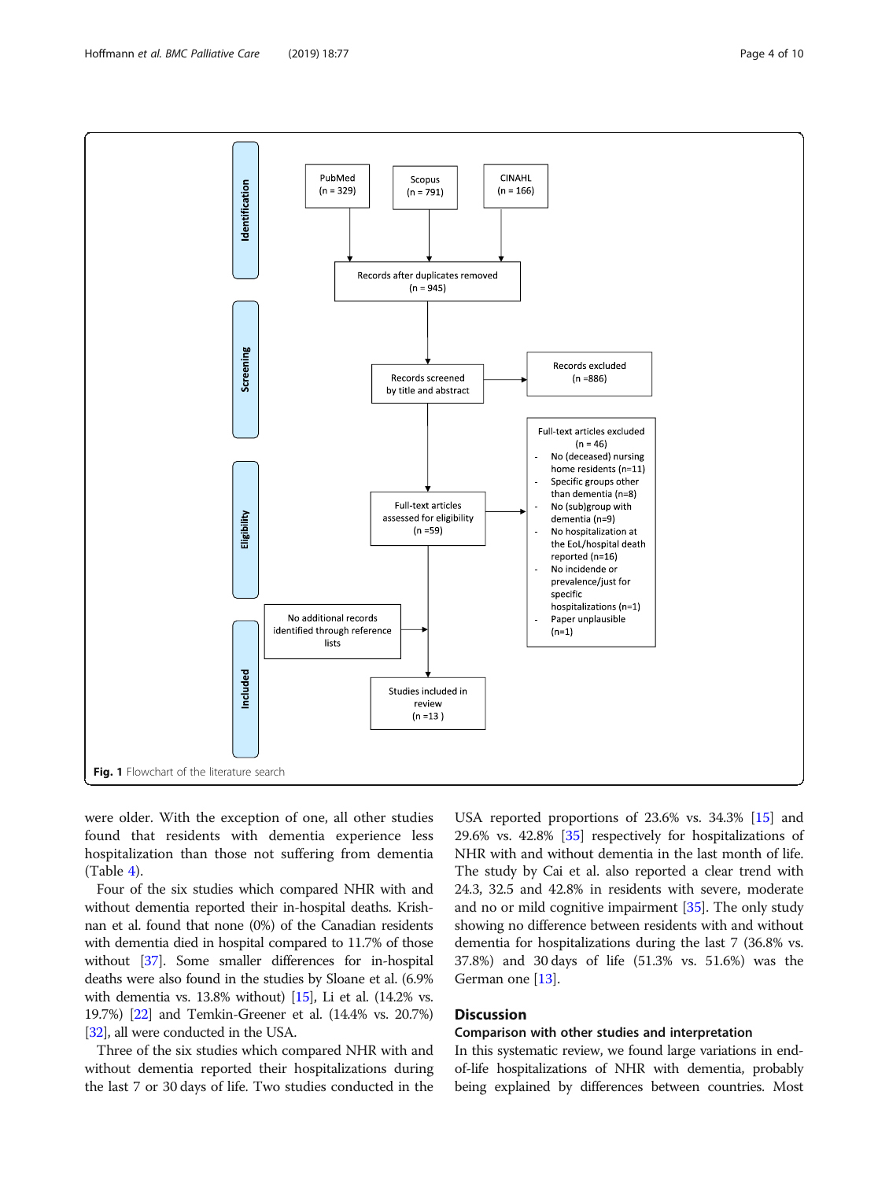Fig. 1 Flowchart of the literature search

were older. With the exception of one, all other studies found that residents with dementia experience less hospitalization than those not suffering from dementia (Table 4).

Four of the six studies which compared NHR with and without dementia reported their in-hospital deaths. Krishnan et al. found that none (0%) of the Canadian residents with dementia died in hospital compared to 11.7% of those without [37]. Some smaller differences for in-hospital deaths were also found in the studies by Sloane et al. (6.9% with dementia vs. 13.8% without) [15], Li et al. (14.2% vs. 19.7%) [22] and Temkin-Greener et al. (14.4% vs. 20.7%) [32], all were conducted in the USA.

Three of the six studies which compared NHR with and without dementia reported their hospitalizations during the last 7 or 30 days of life. Two studies conducted in the USA reported proportions of 23.6% vs. 34.3% [15] and 29.6% vs. 42.8% [35] respectively for hospitalizations of NHR with and without dementia in the last month of life. The study by Cai et al. also reported a clear trend with 24.3, 32.5 and 42.8% in residents with severe, moderate and no or mild cognitive impairment [35]. The only study showing no difference between residents with and without dementia for hospitalizations during the last 7 (36.8% vs. 37.8%) and 30 days of life (51.3% vs. 51.6%) was the German one [13].

## Discussion

### Comparison with other studies and interpretation

In this systematic review, we found large variations in end-of-life hospitalizations of NHR with dementia, probably being explained by differences between countries. Most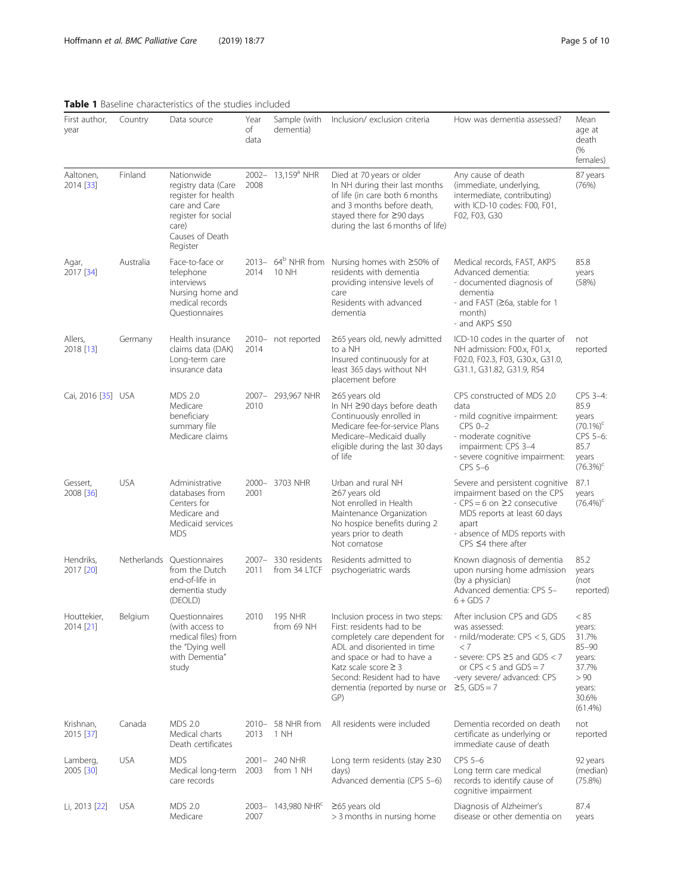**Table 1** Baseline characteristics of the studies included

| First author, year | Country | Data source | Year of data | Sample (with dementia) | Inclusion/ exclusion criteria | How was dementia assessed? | Mean age at death (% females) |
|---|---|---|---|---|---|---|---|
| Aaltonen, 2014 [33] | Finland | Nationwide registry data (Care register for health care and Care register for social care)<br>Causes of Death Register | 2002–2008 | 13,159[a] NHR | Died at 70 years or older<br>In NH during their last months of life (in care both 6 months and 3 months before death, stayed there for ≥90 days during the last 6 months of life) | Any cause of death (immediate, underlying, intermediate, contributing) with ICD-10 codes: F00, F01, F02, F03, G30 | 87 years (76%) |
| Agar, 2017 [34] | Australia | Face-to-face or telephone interviews<br>Nursing home and medical records<br>Questionnaires | 2013–2014 | 64[b] NHR from 10 NH | Nursing homes with ≥50% of residents with dementia providing intensive levels of care<br>Residents with advanced dementia | Medical records, FAST, AKPS<br>Advanced dementia:<br>- documented diagnosis of dementia<br>- and FAST (≥6a, stable for 1 month)<br>- and AKPS ≤50 | 85.8 years (58%) |
| Allers, 2018 [13] | Germany | Health insurance claims data (DAK)<br>Long-term care insurance data | 2010–2014 | not reported | ≥65 years old, newly admitted to a NH<br>Insured continuously for at least 365 days without NH placement before | ICD-10 codes in the quarter of NH admission: F00.x, F01.x, F02.0, F02.3, F03, G30.x, G31.0, G31.1, G31.82, G31.9, R54 | not reported |
| Cai, 2016 [35] | USA | MDS 2.0<br>Medicare beneficiary summary file<br>Medicare claims | 2007–2010 | 293,967 NHR | ≥65 years old<br>In NH ≥90 days before death<br>Continuously enrolled in Medicare fee-for-service Plans<br>Medicare–Medicaid dually eligible during the last 30 days of life | CPS constructed of MDS 2.0 data<br>- mild cognitive impairment: CPS 0–2<br>- moderate cognitive impairment: CPS 3–4<br>- severe cognitive impairment: CPS 5–6 | CPS 3–4: 85.9 years (70.1%)[c]<br>CPS 5–6: 85.7 years (76.3%)[c] |
| Gessert, 2008 [36] | USA | Administrative databases from Centers for Medicare and Medicaid services MDS | 2000–2001 | 3703 NHR | Urban and rural NH<br>≥67 years old<br>Not enrolled in Health Maintenance Organization<br>No hospice benefits during 2 years prior to death<br>Not comatose | Severe and persistent cognitive impairment based on the CPS<br>- CPS = 6 on ≥2 consecutive MDS reports at least 60 days apart<br>- absence of MDS reports with CPS ≤4 there after | 87.1 years (76.4%)[c] |
| Hendriks, 2017 [20] | Netherlands | Questionnaires from the Dutch end-of-life in dementia study (DEOLD) | 2007–2011 | 330 residents from 34 LTCF | Residents admitted to psychogeriatric wards | Known diagnosis of dementia upon nursing home admission (by a physician)<br>Advanced dementia: CPS 5–6 + GDS 7 | 85.2 years (not reported) |
| Houttekier, 2014 [21] | Belgium | Questionnaires (with access to medical files) from the "Dying well with Dementia" study | 2010 | 195 NHR from 69 NH | Inclusion process in two steps:<br>First: residents had to be completely care dependent for ADL and disoriented in time and space or had to have a Katz scale score ≥ 3<br>Second: Resident had to have dementia (reported by nurse or GP) | After inclusion CPS and GDS was assessed:<br>- mild/moderate: CPS < 5, GDS < 7<br>- severe: CPS ≥5 and GDS < 7 or CPS < 5 and GDS = 7<br>-very severe/ advanced: CPS ≥5, GDS = 7 | < 85 years: 31.7%<br>85–90 years: 37.7%<br>> 90 years: 30.6% (61.4%) |
| Krishnan, 2015 [37] | Canada | MDS 2.0<br>Medical charts<br>Death certificates | 2010–2013 | 58 NHR from 1 NH | All residents were included | Dementia recorded on death certificate as underlying or immediate cause of death | not reported |
| Lamberg, 2005 [30] | USA | MDS<br>Medical long-term care records | 2001–2003 | 240 NHR from 1 NH | Long term residents (stay ≥30 days)<br>Advanced dementia (CPS 5–6) | CPS 5–6<br>Long term care medical records to identify cause of cognitive impairment | 92 years (median) (75.8%) |
| Li, 2013 [22] | USA | MDS 2.0<br>Medicare | 2003–2007 | 143,980 NHR[c] | ≥65 years old<br>> 3 months in nursing home | Diagnosis of Alzheimer's disease or other dementia on | 87.4 years |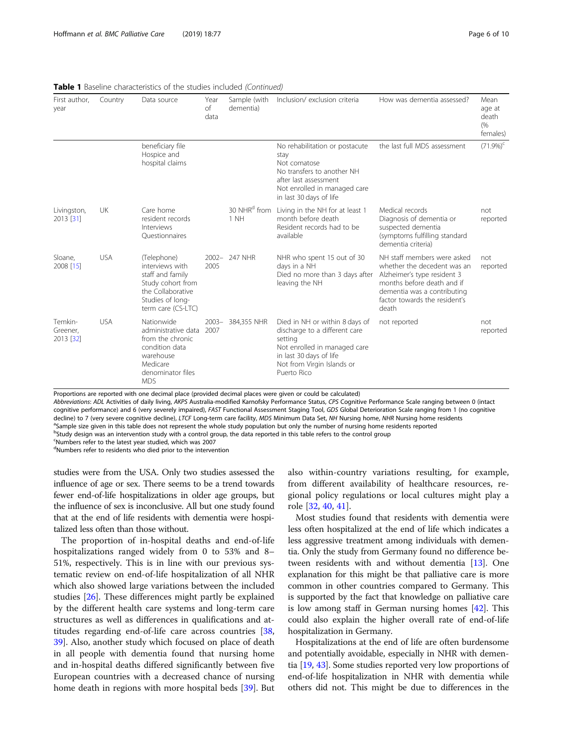**Table 1** Baseline characteristics of the studies included *(Continued)*

| First author, year | Country | Data source | Year of data | Sample (with dementia) | Inclusion/ exclusion criteria | How was dementia assessed? | Mean age at death (% females) |
|---|---|---|---|---|---|---|---|
| | | beneficiary file Hospice and hospital claims | | | No rehabilitation or postacute stay Not comatose No transfers to another NH after last assessment Not enrolled in managed care in last 30 days of life | the last full MDS assessment | (71.9%)[c] |
| Livingston, 2013 [31] | UK | Care home resident records Interviews Questionnaires | | 30 NHR[d] from 1 NH | Living in the NH for at least 1 month before death Resident records had to be available | Medical records Diagnosis of dementia or suspected dementia (symptoms fulfilling standard dementia criteria) | not reported |
| Sloane, 2008 [15] | USA | (Telephone) interviews with staff and family Study cohort from the Collaborative Studies of long-term care (CS-LTC) | 2002–2005 | 247 NHR | NHR who spent 15 out of 30 days in a NH Died no more than 3 days after leaving the NH | NH staff members were asked whether the decedent was an Alzheimer's type resident 3 months before death and if dementia was a contributing factor towards the resident's death | not reported |
| Temkin-Greener, 2013 [32] | USA | Nationwide administrative data from the chronic condition data warehouse Medicare denominator files MDS | 2003–2007 | 384,355 NHR | Died in NH or within 8 days of discharge to a different care setting Not enrolled in managed care in last 30 days of life Not from Virgin Islands or Puerto Rico | not reported | not reported |

Proportions are reported with one decimal place (provided decimal places were given or could be calculated)

*Abbreviations*: *ADL* Activities of daily living, *AKPS* Australia-modified Karnofsky Performance Status, *CPS* Cognitive Performance Scale ranging between 0 (intact cognitive performance) and 6 (very severely impaired), *FAST* Functional Assessment Staging Tool, *GDS* Global Deterioration Scale ranging from 1 (no cognitive decline) to 7 (very severe cognitive decline), *LTCF* Long-term care facility, *MDS* Minimum Data Set, *NH* Nursing home, *NHR* Nursing home residents

[a]Sample size given in this table does not represent the whole study population but only the number of nursing home residents reported

[b]Study design was an intervention study with a control group, the data reported in this table refers to the control group

[c]Numbers refer to the latest year studied, which was 2007

[d]Numbers refer to residents who died prior to the intervention

studies were from the USA. Only two studies assessed the influence of age or sex. There seems to be a trend towards fewer end-of-life hospitalizations in older age groups, but the influence of sex is inconclusive. All but one study found that at the end of life residents with dementia were hospitalized less often than those without.

The proportion of in-hospital deaths and end-of-life hospitalizations ranged widely from 0 to 53% and 8–51%, respectively. This is in line with our previous systematic review on end-of-life hospitalization of all NHR which also showed large variations between the included studies [26]. These differences might partly be explained by the different health care systems and long-term care structures as well as differences in qualifications and attitudes regarding end-of-life care across countries [38, 39]. Also, another study which focused on place of death in all people with dementia found that nursing home and in-hospital deaths differed significantly between five European countries with a decreased chance of nursing home death in regions with more hospital beds [39]. But also within-country variations resulting, for example, from different availability of healthcare resources, regional policy regulations or local cultures might play a role [32, 40, 41].

Most studies found that residents with dementia were less often hospitalized at the end of life which indicates a less aggressive treatment among individuals with dementia. Only the study from Germany found no difference between residents with and without dementia [13]. One explanation for this might be that palliative care is more common in other countries compared to Germany. This is supported by the fact that knowledge on palliative care is low among staff in German nursing homes [42]. This could also explain the higher overall rate of end-of-life hospitalization in Germany.

Hospitalizations at the end of life are often burdensome and potentially avoidable, especially in NHR with dementia [19, 43]. Some studies reported very low proportions of end-of-life hospitalization in NHR with dementia while others did not. This might be due to differences in the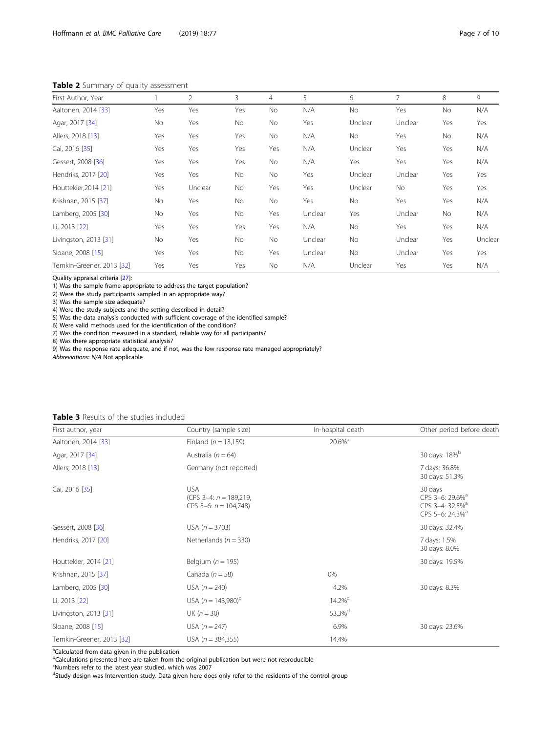**Table 2** Summary of quality assessment

| First Author, Year | 1 | 2 | 3 | 4 | 5 | 6 | 7 | 8 | 9 |
|---|---|---|---|---|---|---|---|---|---|
| Aaltonen, 2014 [33] | Yes | Yes | Yes | No | N/A | No | Yes | No | N/A |
| Agar, 2017 [34] | No | Yes | No | No | Yes | Unclear | Unclear | Yes | Yes |
| Allers, 2018 [13] | Yes | Yes | Yes | No | N/A | No | Yes | No | N/A |
| Cai, 2016 [35] | Yes | Yes | Yes | Yes | N/A | Unclear | Yes | Yes | N/A |
| Gessert, 2008 [36] | Yes | Yes | Yes | No | N/A | Yes | Yes | Yes | N/A |
| Hendriks, 2017 [20] | Yes | Yes | No | No | Yes | Unclear | Unclear | Yes | Yes |
| Houttekier,2014 [21] | Yes | Unclear | No | Yes | Yes | Unclear | No | Yes | Yes |
| Krishnan, 2015 [37] | No | Yes | No | No | Yes | No | Yes | Yes | N/A |
| Lamberg, 2005 [30] | No | Yes | No | Yes | Unclear | Yes | Unclear | No | N/A |
| Li, 2013 [22] | Yes | Yes | Yes | Yes | N/A | No | Yes | Yes | N/A |
| Livingston, 2013 [31] | No | Yes | No | No | Unclear | No | Unclear | Yes | Unclear |
| Sloane, 2008 [15] | Yes | Yes | No | Yes | Unclear | No | Unclear | Yes | Yes |
| Temkin-Greener, 2013 [32] | Yes | Yes | Yes | No | N/A | Unclear | Yes | Yes | N/A |

Quality appraisal criteria [27]:
1) Was the sample frame appropriate to address the target population?
2) Were the study participants sampled in an appropriate way?
3) Was the sample size adequate?
4) Were the study subjects and the setting described in detail?
5) Was the data analysis conducted with sufficient coverage of the identified sample?
6) Were valid methods used for the identification of the condition?
7) Was the condition measured in a standard, reliable way for all participants?
8) Was there appropriate statistical analysis?
9) Was the response rate adequate, and if not, was the low response rate managed appropriately?
*Abbreviations*: *N/A* Not applicable

**Table 3** Results of the studies included

| First author, year | Country (sample size) | In-hospital death | Other period before death |
|---|---|---|---|
| Aaltonen, 2014 [33] | Finland ($n$ = 13,159) | 20.6%[a] | |
| Agar, 2017 [34] | Australia ($n$ = 64) | | 30 days: 18%[b] |
| Allers, 2018 [13] | Germany (not reported) | | 7 days: 36.8%<br>30 days: 51.3% |
| Cai, 2016 [35] | USA<br>(CPS 3–4: $n$ = 189,219,<br>CPS 5–6: $n$ = 104,748) | | 30 days<br>CPS 3–6: 29.6%[a]<br>CPS 3–4: 32.5%[a]<br>CPS 5–6: 24.3%[a] |
| Gessert, 2008 [36] | USA ($n$ = 3703) | | 30 days: 32.4% |
| Hendriks, 2017 [20] | Netherlands ($n$ = 330) | | 7 days: 1.5%<br>30 days: 8.0% |
| Houttekier, 2014 [21] | Belgium ($n$ = 195) | | 30 days: 19.5% |
| Krishnan, 2015 [37] | Canada ($n$ = 58) | 0% | |
| Lamberg, 2005 [30] | USA ($n$ = 240) | 4.2% | 30 days: 8.3% |
| Li, 2013 [22] | USA ($n$ = 143,980)[c] | 14.2%[c] | |
| Livingston, 2013 [31] | UK ($n$ = 30) | 53.3%[d] | |
| Sloane, 2008 [15] | USA ($n$ = 247) | 6.9% | 30 days: 23.6% |
| Temkin-Greener, 2013 [32] | USA ($n$ = 384,355) | 14.4% | |

[a]Calculated from data given in the publication
[b]Calculations presented here are taken from the original publication but were not reproducible
[c]Numbers refer to the latest year studied, which was 2007
[d]Study design was Intervention study. Data given here does only refer to the residents of the control group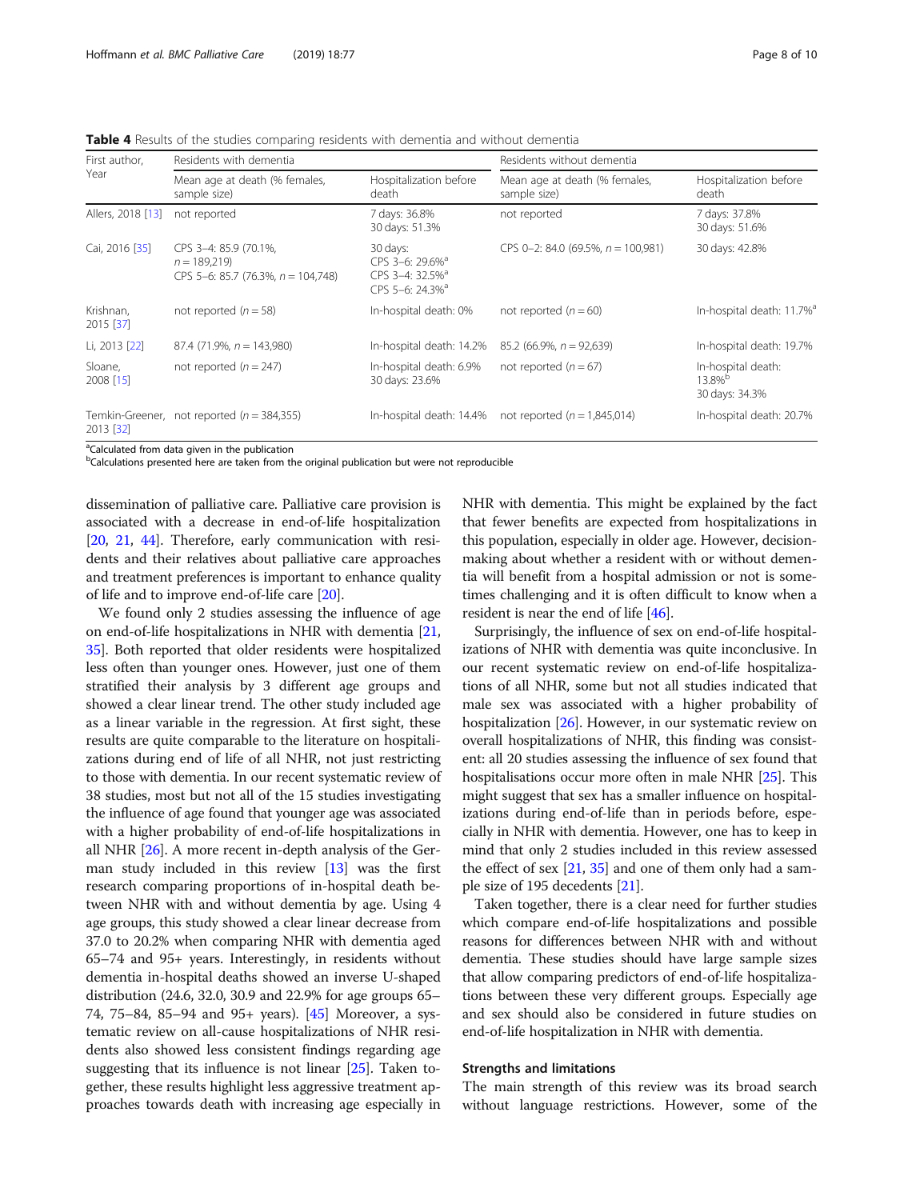**Table 4** Results of the studies comparing residents with dementia and without dementia

| First author, Year | Residents with dementia | | Residents without dementia | |
|---|---|---|---|---|
| | Mean age at death (% females, sample size) | Hospitalization before death | Mean age at death (% females, sample size) | Hospitalization before death |
| Allers, 2018 [13] | not reported | 7 days: 36.8%<br>30 days: 51.3% | not reported | 7 days: 37.8%<br>30 days: 51.6% |
| Cai, 2016 [35] | CPS 3–4: 85.9 (70.1%, *n* = 189,219)<br>CPS 5–6: 85.7 (76.3%, *n* = 104,748) | 30 days:<br>CPS 3–6: 29.6%[a]<br>CPS 3–4: 32.5%[a]<br>CPS 5–6: 24.3%[a] | CPS 0–2: 84.0 (69.5%, *n* = 100,981) | 30 days: 42.8% |
| Krishnan, 2015 [37] | not reported (*n* = 58) | In-hospital death: 0% | not reported (*n* = 60) | In-hospital death: 11.7%[a] |
| Li, 2013 [22] | 87.4 (71.9%, *n* = 143,980) | In-hospital death: 14.2% | 85.2 (66.9%, *n* = 92,639) | In-hospital death: 19.7% |
| Sloane, 2008 [15] | not reported (*n* = 247) | In-hospital death: 6.9%<br>30 days: 23.6% | not reported (*n* = 67) | In-hospital death: 13.8%[b]<br>30 days: 34.3% |
| Temkin-Greener, 2013 [32] | not reported (*n* = 384,355) | In-hospital death: 14.4% | not reported (*n* = 1,845,014) | In-hospital death: 20.7% |

[a]Calculated from data given in the publication
[b]Calculations presented here are taken from the original publication but were not reproducible

dissemination of palliative care. Palliative care provision is associated with a decrease in end-of-life hospitalization [20, 21, 44]. Therefore, early communication with residents and their relatives about palliative care approaches and treatment preferences is important to enhance quality of life and to improve end-of-life care [20].

We found only 2 studies assessing the influence of age on end-of-life hospitalizations in NHR with dementia [21, 35]. Both reported that older residents were hospitalized less often than younger ones. However, just one of them stratified their analysis by 3 different age groups and showed a clear linear trend. The other study included age as a linear variable in the regression. At first sight, these results are quite comparable to the literature on hospitalizations during end of life of all NHR, not just restricting to those with dementia. In our recent systematic review of 38 studies, most but not all of the 15 studies investigating the influence of age found that younger age was associated with a higher probability of end-of-life hospitalizations in all NHR [26]. A more recent in-depth analysis of the German study included in this review [13] was the first research comparing proportions of in-hospital death between NHR with and without dementia by age. Using 4 age groups, this study showed a clear linear decrease from 37.0 to 20.2% when comparing NHR with dementia aged 65–74 and 95+ years. Interestingly, in residents without dementia in-hospital deaths showed an inverse U-shaped distribution (24.6, 32.0, 30.9 and 22.9% for age groups 65–74, 75–84, 85–94 and 95+ years). [45] Moreover, a systematic review on all-cause hospitalizations of NHR residents also showed less consistent findings regarding age suggesting that its influence is not linear [25]. Taken together, these results highlight less aggressive treatment approaches towards death with increasing age especially in NHR with dementia. This might be explained by the fact that fewer benefits are expected from hospitalizations in this population, especially in older age. However, decision-making about whether a resident with or without dementia will benefit from a hospital admission or not is sometimes challenging and it is often difficult to know when a resident is near the end of life [46].

Surprisingly, the influence of sex on end-of-life hospitalizations of NHR with dementia was quite inconclusive. In our recent systematic review on end-of-life hospitalizations of all NHR, some but not all studies indicated that male sex was associated with a higher probability of hospitalization [26]. However, in our systematic review on overall hospitalizations of NHR, this finding was consistent: all 20 studies assessing the influence of sex found that hospitalisations occur more often in male NHR [25]. This might suggest that sex has a smaller influence on hospitalizations during end-of-life than in periods before, especially in NHR with dementia. However, one has to keep in mind that only 2 studies included in this review assessed the effect of sex [21, 35] and one of them only had a sample size of 195 decedents [21].

Taken together, there is a clear need for further studies which compare end-of-life hospitalizations and possible reasons for differences between NHR with and without dementia. These studies should have large sample sizes that allow comparing predictors of end-of-life hospitalizations between these very different groups. Especially age and sex should also be considered in future studies on end-of-life hospitalization in NHR with dementia.

## Strengths and limitations

The main strength of this review was its broad search without language restrictions. However, some of the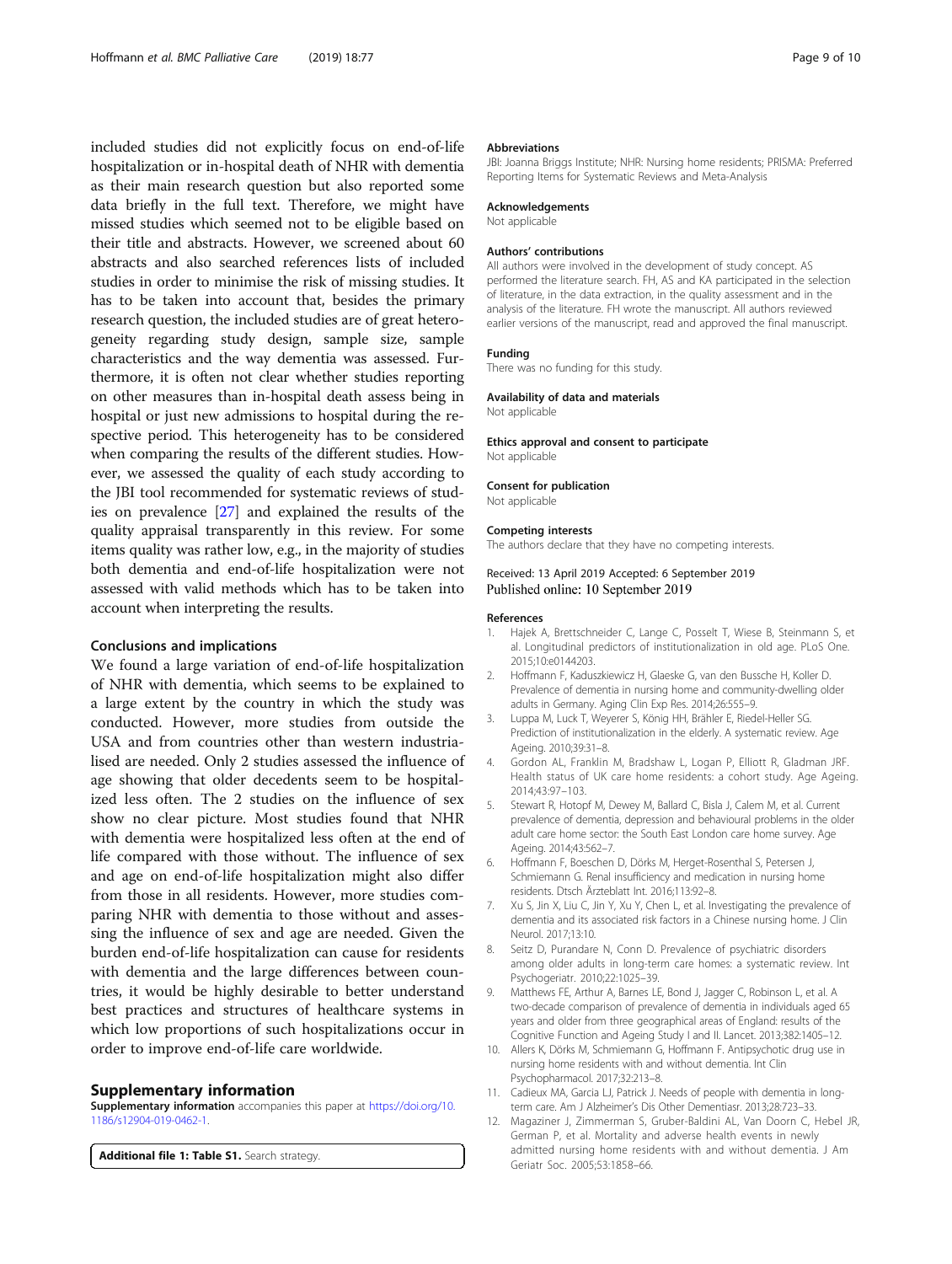included studies did not explicitly focus on end-of-life hospitalization or in-hospital death of NHR with dementia as their main research question but also reported some data briefly in the full text. Therefore, we might have missed studies which seemed not to be eligible based on their title and abstracts. However, we screened about 60 abstracts and also searched references lists of included studies in order to minimise the risk of missing studies. It has to be taken into account that, besides the primary research question, the included studies are of great heterogeneity regarding study design, sample size, sample characteristics and the way dementia was assessed. Furthermore, it is often not clear whether studies reporting on other measures than in-hospital death assess being in hospital or just new admissions to hospital during the respective period. This heterogeneity has to be considered when comparing the results of the different studies. However, we assessed the quality of each study according to the JBI tool recommended for systematic reviews of studies on prevalence [27] and explained the results of the quality appraisal transparently in this review. For some items quality was rather low, e.g., in the majority of studies both dementia and end-of-life hospitalization were not assessed with valid methods which has to be taken into account when interpreting the results.

### Conclusions and implications

We found a large variation of end-of-life hospitalization of NHR with dementia, which seems to be explained to a large extent by the country in which the study was conducted. However, more studies from outside the USA and from countries other than western industrialised are needed. Only 2 studies assessed the influence of age showing that older decedents seem to be hospitalized less often. The 2 studies on the influence of sex show no clear picture. Most studies found that NHR with dementia were hospitalized less often at the end of life compared with those without. The influence of sex and age on end-of-life hospitalization might also differ from those in all residents. However, more studies comparing NHR with dementia to those without and assessing the influence of sex and age are needed. Given the burden end-of-life hospitalization can cause for residents with dementia and the large differences between countries, it would be highly desirable to better understand best practices and structures of healthcare systems in which low proportions of such hospitalizations occur in order to improve end-of-life care worldwide.

## Supplementary information

**Supplementary information** accompanies this paper at https://doi.org/10.1186/s12904-019-0462-1.

**Additional file 1: Table S1.** Search strategy.

### Abbreviations

JBI: Joanna Briggs Institute; NHR: Nursing home residents; PRISMA: Preferred Reporting Items for Systematic Reviews and Meta-Analysis

### Acknowledgements

Not applicable

### Authors' contributions

All authors were involved in the development of study concept. AS performed the literature search. FH, AS and KA participated in the selection of literature, in the data extraction, in the quality assessment and in the analysis of the literature. FH wrote the manuscript. All authors reviewed earlier versions of the manuscript, read and approved the final manuscript.

### Funding

There was no funding for this study.

### Availability of data and materials

Not applicable

### Ethics approval and consent to participate

Not applicable

### Consent for publication

Not applicable

### Competing interests

The authors declare that they have no competing interests.

Received: 13 April 2019 Accepted: 6 September 2019
Published online: 10 September 2019

### References

1. Hajek A, Brettschneider C, Lange C, Posselt T, Wiese B, Steinmann S, et al. Longitudinal predictors of institutionalization in old age. PLoS One. 2015;10:e0144203.
2. Hoffmann F, Kaduszkiewicz H, Glaeske G, van den Bussche H, Koller D. Prevalence of dementia in nursing home and community-dwelling older adults in Germany. Aging Clin Exp Res. 2014;26:555–9.
3. Luppa M, Luck T, Weyerer S, König HH, Brähler E, Riedel-Heller SG. Prediction of institutionalization in the elderly. A systematic review. Age Ageing. 2010;39:31–8.
4. Gordon AL, Franklin M, Bradshaw L, Logan P, Elliott R, Gladman JRF. Health status of UK care home residents: a cohort study. Age Ageing. 2014;43:97–103.
5. Stewart R, Hotopf M, Dewey M, Ballard C, Bisla J, Calem M, et al. Current prevalence of dementia, depression and behavioural problems in the older adult care home sector: the South East London care home survey. Age Ageing. 2014;43:562–7.
6. Hoffmann F, Boeschen D, Dörks M, Herget-Rosenthal S, Petersen J, Schmiemann G. Renal insufficiency and medication in nursing home residents. Dtsch Ärzteblatt Int. 2016;113:92–8.
7. Xu S, Jin X, Liu C, Jin Y, Xu Y, Chen L, et al. Investigating the prevalence of dementia and its associated risk factors in a Chinese nursing home. J Clin Neurol. 2017;13:10.
8. Seitz D, Purandare N, Conn D. Prevalence of psychiatric disorders among older adults in long-term care homes: a systematic review. Int Psychogeriatr. 2010;22:1025–39.
9. Matthews FE, Arthur A, Barnes LE, Bond J, Jagger C, Robinson L, et al. A two-decade comparison of prevalence of dementia in individuals aged 65 years and older from three geographical areas of England: results of the Cognitive Function and Ageing Study I and II. Lancet. 2013;382:1405–12.
10. Allers K, Dörks M, Schmiemann G, Hoffmann F. Antipsychotic drug use in nursing home residents with and without dementia. Int Clin Psychopharmacol. 2017;32:213–8.
11. Cadieux MA, Garcia LJ, Patrick J. Needs of people with dementia in long-term care. Am J Alzheimer's Dis Other Dementiasr. 2013;28:723–33.
12. Magaziner J, Zimmerman S, Gruber-Baldini AL, Van Doorn C, Hebel JR, German P, et al. Mortality and adverse health events in newly admitted nursing home residents with and without dementia. J Am Geriatr Soc. 2005;53:1858–66.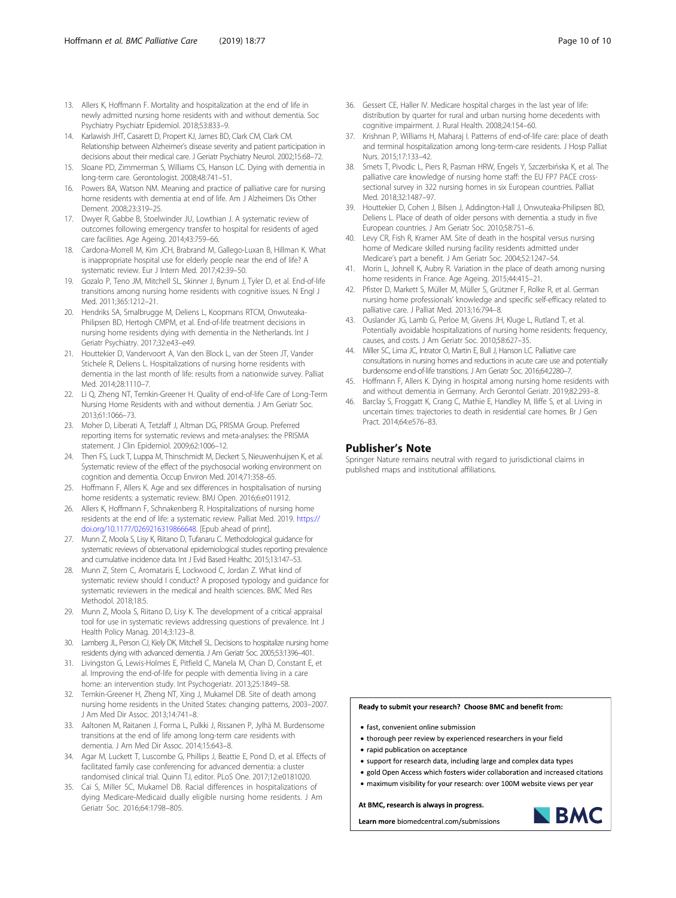13. Allers K, Hoffmann F. Mortality and hospitalization at the end of life in newly admitted nursing home residents with and without dementia. Soc Psychiatry Psychiatr Epidemiol. 2018;53:833–9.
14. Karlawish JHT, Casarett D, Propert KJ, James BD, Clark CM, Clark CM. Relationship between Alzheimer's disease severity and patient participation in decisions about their medical care. J Geriatr Psychiatry Neurol. 2002;15:68–72.
15. Sloane PD, Zimmerman S, Williams CS, Hanson LC. Dying with dementia in long-term care. Gerontologist. 2008;48:741–51.
16. Powers BA, Watson NM. Meaning and practice of palliative care for nursing home residents with dementia at end of life. Am J Alzheimers Dis Other Dement. 2008;23:319–25.
17. Dwyer R, Gabbe B, Stoelwinder JU, Lowthian J. A systematic review of outcomes following emergency transfer to hospital for residents of aged care facilities. Age Ageing. 2014;43:759–66.
18. Cardona-Morrell M, Kim JCH, Brabrand M, Gallego-Luxan B, Hillman K. What is inappropriate hospital use for elderly people near the end of life? A systematic review. Eur J Intern Med. 2017;42:39–50.
19. Gozalo P, Teno JM, Mitchell SL, Skinner J, Bynum J, Tyler D, et al. End-of-life transitions among nursing home residents with cognitive issues. N Engl J Med. 2011;365:1212–21.
20. Hendriks SA, Smalbrugge M, Deliens L, Koopmans RTCM, Onwuteaka-Philipsen BD, Hertogh CMPM, et al. End-of-life treatment decisions in nursing home residents dying with dementia in the Netherlands. Int J Geriatr Psychiatry. 2017;32:e43–e49.
21. Houttekier D, Vandervoort A, Van den Block L, van der Steen JT, Vander Stichele R, Deliens L. Hospitalizations of nursing home residents with dementia in the last month of life: results from a nationwide survey. Palliat Med. 2014;28:1110–7.
22. Li Q, Zheng NT, Temkin-Greener H. Quality of end-of-life Care of Long-Term Nursing Home Residents with and without dementia. J Am Geriatr Soc. 2013;61:1066–73.
23. Moher D, Liberati A, Tetzlaff J, Altman DG, PRISMA Group. Preferred reporting items for systematic reviews and meta-analyses: the PRISMA statement. J Clin Epidemiol. 2009;62:1006–12.
24. Then FS, Luck T, Luppa M, Thinschmidt M, Deckert S, Nieuwenhuijsen K, et al. Systematic review of the effect of the psychosocial working environment on cognition and dementia. Occup Environ Med. 2014;71:358–65.
25. Hoffmann F, Allers K. Age and sex differences in hospitalisation of nursing home residents: a systematic review. BMJ Open. 2016;6:e011912.
26. Allers K, Hoffmann F, Schnakenberg R. Hospitalizations of nursing home residents at the end of life: a systematic review. Palliat Med. 2019. https://doi.org/10.1177/0269216319866648. [Epub ahead of print].
27. Munn Z, Moola S, Lisy K, Riitano D, Tufanaru C. Methodological guidance for systematic reviews of observational epidemiological studies reporting prevalence and cumulative incidence data. Int J Evid Based Healthc. 2015;13:147–53.
28. Munn Z, Stern C, Aromataris E, Lockwood C, Jordan Z. What kind of systematic review should I conduct? A proposed typology and guidance for systematic reviewers in the medical and health sciences. BMC Med Res Methodol. 2018;18:5.
29. Munn Z, Moola S, Riitano D, Lisy K. The development of a critical appraisal tool for use in systematic reviews addressing questions of prevalence. Int J Health Policy Manag. 2014;3:123–8.
30. Lamberg JL, Person CJ, Kiely DK, Mitchell SL. Decisions to hospitalize nursing home residents dying with advanced dementia. J Am Geriatr Soc. 2005;53:1396–401.
31. Livingston G, Lewis-Holmes E, Pitfield C, Manela M, Chan D, Constant E, et al. Improving the end-of-life for people with dementia living in a care home: an intervention study. Int Psychogeriatr. 2013;25:1849–58.
32. Temkin-Greener H, Zheng NT, Xing J, Mukamel DB. Site of death among nursing home residents in the United States: changing patterns, 2003–2007. J Am Med Dir Assoc. 2013;14:741–8.
33. Aaltonen M, Raitanen J, Forma L, Pulkki J, Rissanen P, Jylhä M. Burdensome transitions at the end of life among long-term care residents with dementia. J Am Med Dir Assoc. 2014;15:643–8.
34. Agar M, Luckett T, Luscombe G, Phillips J, Beattie E, Pond D, et al. Effects of facilitated family case conferencing for advanced dementia: a cluster randomised clinical trial. Quinn TJ, editor. PLoS One. 2017;12:e0181020.
35. Cai S, Miller SC, Mukamel DB. Racial differences in hospitalizations of dying Medicare-Medicaid dually eligible nursing home residents. J Am Geriatr Soc. 2016;64:1798–805.
36. Gessert CE, Haller IV. Medicare hospital charges in the last year of life: distribution by quarter for rural and urban nursing home decedents with cognitive impairment. J. Rural Health. 2008;24:154–60.
37. Krishnan P, Williams H, Maharaj I. Patterns of end-of-life care: place of death and terminal hospitalization among long-term-care residents. J Hosp Palliat Nurs. 2015;17:133–42.
38. Smets T, Pivodic L, Piers R, Pasman HRW, Engels Y, Szczerbińska K, et al. The palliative care knowledge of nursing home staff: the EU FP7 PACE cross-sectional survey in 322 nursing homes in six European countries. Palliat Med. 2018;32:1487–97.
39. Houttekier D, Cohen J, Bilsen J, Addington-Hall J, Onwuteaka-Philipsen BD, Deliens L. Place of death of older persons with dementia. a study in five European countries. J Am Geriatr Soc. 2010;58:751–6.
40. Levy CR, Fish R, Kramer AM. Site of death in the hospital versus nursing home of Medicare skilled nursing facility residents admitted under Medicare's part a benefit. J Am Geriatr Soc. 2004;52:1247–54.
41. Morin L, Johnell K, Aubry R. Variation in the place of death among nursing home residents in France. Age Ageing. 2015;44:415–21.
42. Pfister D, Markett S, Müller M, Müller S, Grützner F, Rolke R, et al. German nursing home professionals' knowledge and specific self-efficacy related to palliative care. J Palliat Med. 2013;16:794–8.
43. Ouslander JG, Lamb G, Perloe M, Givens JH, Kluge L, Rutland T, et al. Potentially avoidable hospitalizations of nursing home residents: frequency, causes, and costs. J Am Geriatr Soc. 2010;58:627–35.
44. Miller SC, Lima JC, Intrator O, Martin E, Bull J, Hanson LC. Palliative care consultations in nursing homes and reductions in acute care use and potentially burdensome end-of-life transitions. J Am Geriatr Soc. 2016;64:2280–7.
45. Hoffmann F, Allers K. Dying in hospital among nursing home residents with and without dementia in Germany. Arch Gerontol Geriatr. 2019;82:293–8.
46. Barclay S, Froggatt K, Crang C, Mathie E, Handley M, Iliffe S, et al. Living in uncertain times: trajectories to death in residential care homes. Br J Gen Pract. 2014;64:e576–83.

## Publisher's Note

Springer Nature remains neutral with regard to jurisdictional claims in published maps and institutional affiliations.

**Ready to submit your research? Choose BMC and benefit from:**

- fast, convenient online submission
- thorough peer review by experienced researchers in your field
- rapid publication on acceptance
- support for research data, including large and complex data types
- gold Open Access which fosters wider collaboration and increased citations
- maximum visibility for your research: over 100M website views per year

**At BMC, research is always in progress.**

**Learn more** biomedcentral.com/submissions